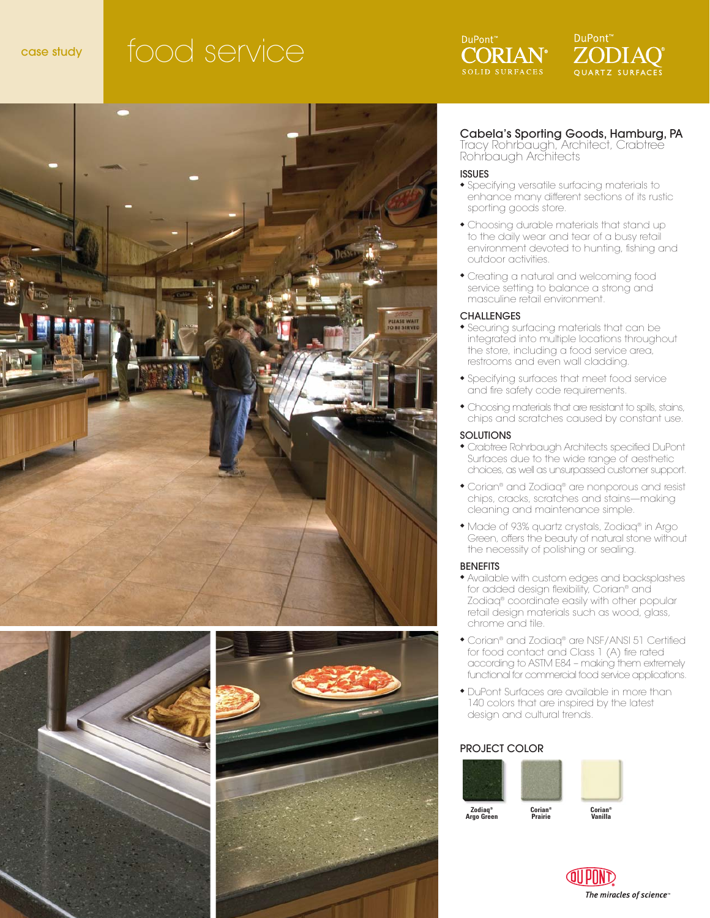case study

# food service

DuPont™ CORIAN® SOLID SURFACES

DuPont™ ZODIAQ® QUARTZ SURFACES

## Cabela's Sporting Goods, Hamburg, PA

Tracy Rohrbaugh, Architect, Crabtree Rohrbaugh Architects

### ISSUES

- Specifying versatile surfacing materials to enhance many different sections of its rustic sporting goods store.
- Choosing durable materials that stand up to the daily wear and tear of a busy retail environment devoted to hunting, fishing and outdoor activities.
- Creating a natural and welcoming food service setting to balance a strong and masculine retail environment.

### CHALLENGES

- Securing surfacing materials that can be integrated into multiple locations throughout the store, including a food service area, restrooms and even wall cladding.
- Specifying surfaces that meet food service and fire safety code requirements.
- Choosing materials that are resistant to spills, stains, chips and scratches caused by constant use.

### SOLUTIONS

- Crabtree Rohrbaugh Architects specified DuPont Surfaces due to the wide range of aesthetic choices, as well as unsurpassed customer support.
- Corian® and Zodiaq® are nonporous and resist chips, cracks, scratches and stains—making cleaning and maintenance simple.
- Made of 93% quartz crystals, Zodiaq® in Argo Green, offers the beauty of natural stone without the necessity of polishing or sealing.

### BENEFITS

- Available with custom edges and backsplashes for added design flexibility, Corian® and Zodiaq® coordinate easily with other popular retail design materials such as wood, glass, chrome and tile.
- Corian® and Zodiaq® are NSF/ANSI 51 Certified for food contact and Class 1 (A) fire rated according to ASTM E84 – making them extremely functional for commercial food service applications.
- DuPont Surfaces are available in more than 140 colors that are inspired by the latest design and cultural trends.

### PROJECT COLOR

**Zodiaq® Argo Green** | **Corian® Prairie** | **Corian® Vanilla**

DuPont — *The miracles of science™*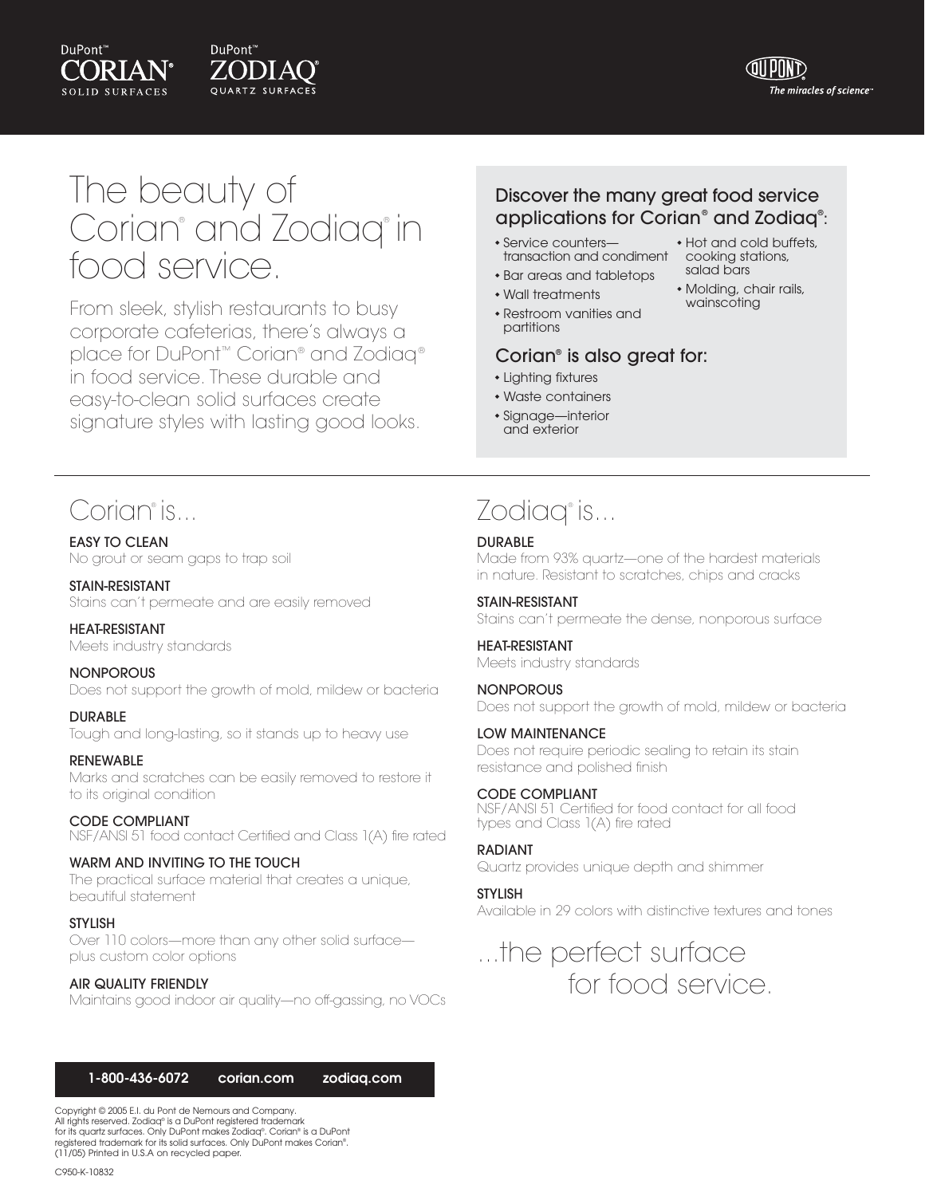DuPont™ CORIAN® SOLID SURFACES

DuPont™ ZODIAQ® QUARTZ SURFACES

DUPONT® The miracles of science™

# The beauty of Corian® and Zodiaq® in food service.

From sleek, stylish restaurants to busy corporate cafeterias, there's always a place for DuPont™ Corian® and Zodiaq® in food service. These durable and easy-to-clean solid surfaces create signature styles with lasting good looks.

### Discover the many great food service applications for Corian® and Zodiaq®:

- Service counters—transaction and condiment
- Bar areas and tabletops
- Wall treatments
- Restroom vanities and partitions
- Hot and cold buffets, cooking stations, salad bars
- Molding, chair rails, wainscoting

### Corian® is also great for:

- Lighting fixtures
- Waste containers
- Signage—interior and exterior

## Corian® is...

**EASY TO CLEAN**
No grout or seam gaps to trap soil

**STAIN-RESISTANT**
Stains can't permeate and are easily removed

**HEAT-RESISTANT**
Meets industry standards

**NONPOROUS**
Does not support the growth of mold, mildew or bacteria

**DURABLE**
Tough and long-lasting, so it stands up to heavy use

**RENEWABLE**
Marks and scratches can be easily removed to restore it to its original condition

**CODE COMPLIANT**
NSF/ANSI 51 food contact Certified and Class 1(A) fire rated

**WARM AND INVITING TO THE TOUCH**
The practical surface material that creates a unique, beautiful statement

**STYLISH**
Over 110 colors—more than any other solid surface—plus custom color options

**AIR QUALITY FRIENDLY**
Maintains good indoor air quality—no off-gassing, no VOCs

## Zodiaq® is...

**DURABLE**
Made from 93% quartz—one of the hardest materials in nature. Resistant to scratches, chips and cracks

**STAIN-RESISTANT**
Stains can't permeate the dense, nonporous surface

**HEAT-RESISTANT**
Meets industry standards

**NONPOROUS**
Does not support the growth of mold, mildew or bacteria

**LOW MAINTENANCE**
Does not require periodic sealing to retain its stain resistance and polished finish

**CODE COMPLIANT**
NSF/ANSI 51 Certified for food contact for all food types and Class 1(A) fire rated

**RADIANT**
Quartz provides unique depth and shimmer

**STYLISH**
Available in 29 colors with distinctive textures and tones

## ...the perfect surface for food service.

**1-800-436-6072 corian.com zodiaq.com**

Copyright © 2005 E.I. du Pont de Nemours and Company.
All rights reserved. Zodiaq® is a DuPont registered trademark for its quartz surfaces. Only DuPont makes Zodiaq®. Corian® is a DuPont registered trademark for its solid surfaces. Only DuPont makes Corian®.
(11/05) Printed in U.S.A on recycled paper.

C950-K-10832